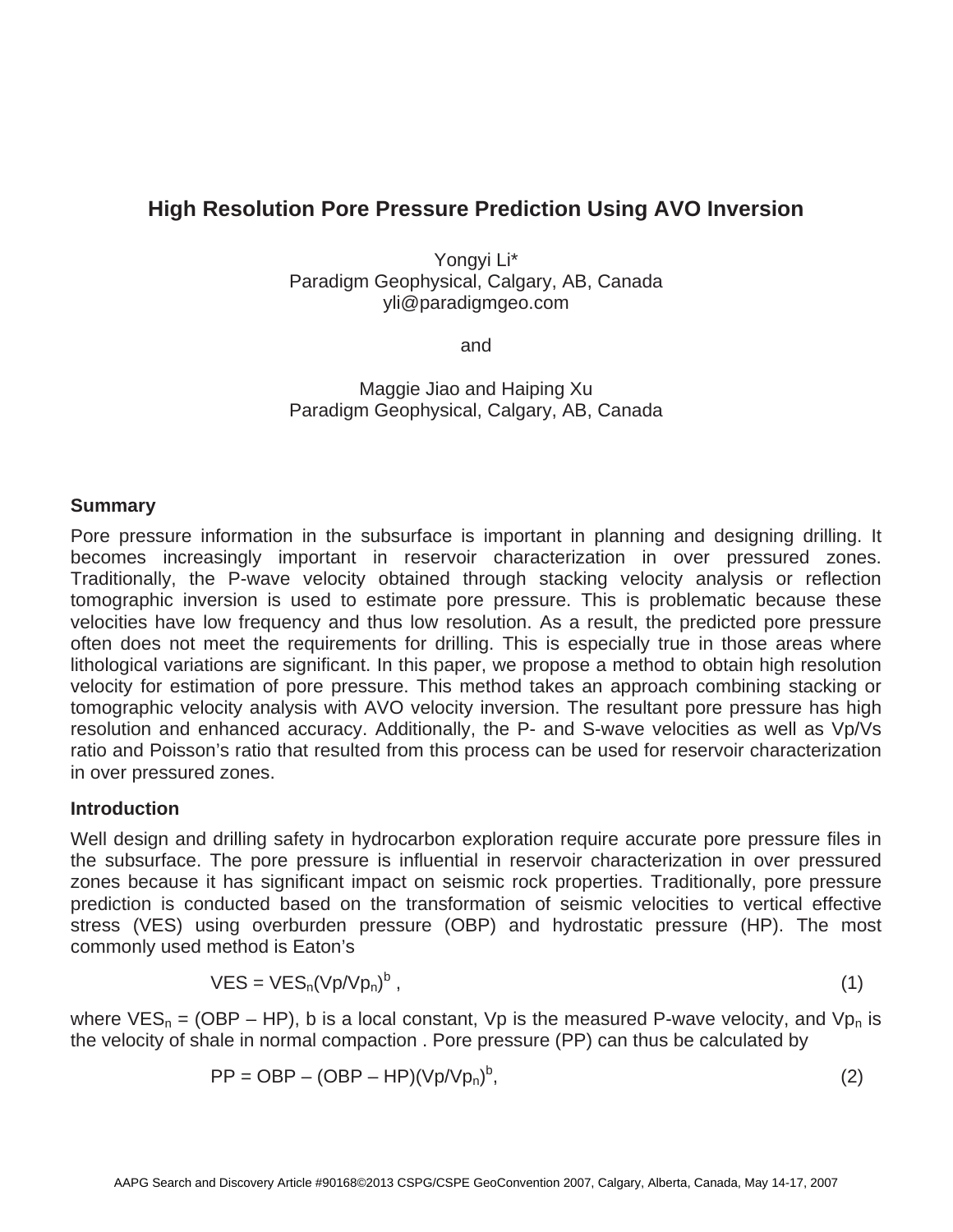# High Resolution Pore Pressure Prediction Using AVO Inversion

Yongyi Li*
Paradigm Geophysical, Calgary, AB, Canada
yli@paradigmgeo.com

and

Maggie Jiao and Haiping Xu
Paradigm Geophysical, Calgary, AB, Canada

## Summary

Pore pressure information in the subsurface is important in planning and designing drilling. It becomes increasingly important in reservoir characterization in over pressured zones. Traditionally, the P-wave velocity obtained through stacking velocity analysis or reflection tomographic inversion is used to estimate pore pressure. This is problematic because these velocities have low frequency and thus low resolution. As a result, the predicted pore pressure often does not meet the requirements for drilling. This is especially true in those areas where lithological variations are significant. In this paper, we propose a method to obtain high resolution velocity for estimation of pore pressure. This method takes an approach combining stacking or tomographic velocity analysis with AVO velocity inversion. The resultant pore pressure has high resolution and enhanced accuracy. Additionally, the P- and S-wave velocities as well as Vp/Vs ratio and Poisson's ratio that resulted from this process can be used for reservoir characterization in over pressured zones.

## Introduction

Well design and drilling safety in hydrocarbon exploration require accurate pore pressure files in the subsurface. The pore pressure is influential in reservoir characterization in over pressured zones because it has significant impact on seismic rock properties. Traditionally, pore pressure prediction is conducted based on the transformation of seismic velocities to vertical effective stress (VES) using overburden pressure (OBP) and hydrostatic pressure (HP). The most commonly used method is Eaton's

$$VES = VES_n(Vp/Vp_n)^b \,, \tag{1}$$

where $VES_n$ = (OBP – HP), b is a local constant, Vp is the measured P-wave velocity, and $Vp_n$ is the velocity of shale in normal compaction . Pore pressure (PP) can thus be calculated by

$$PP = OBP - (OBP - HP)(Vp/Vp_n)^b, \tag{2}$$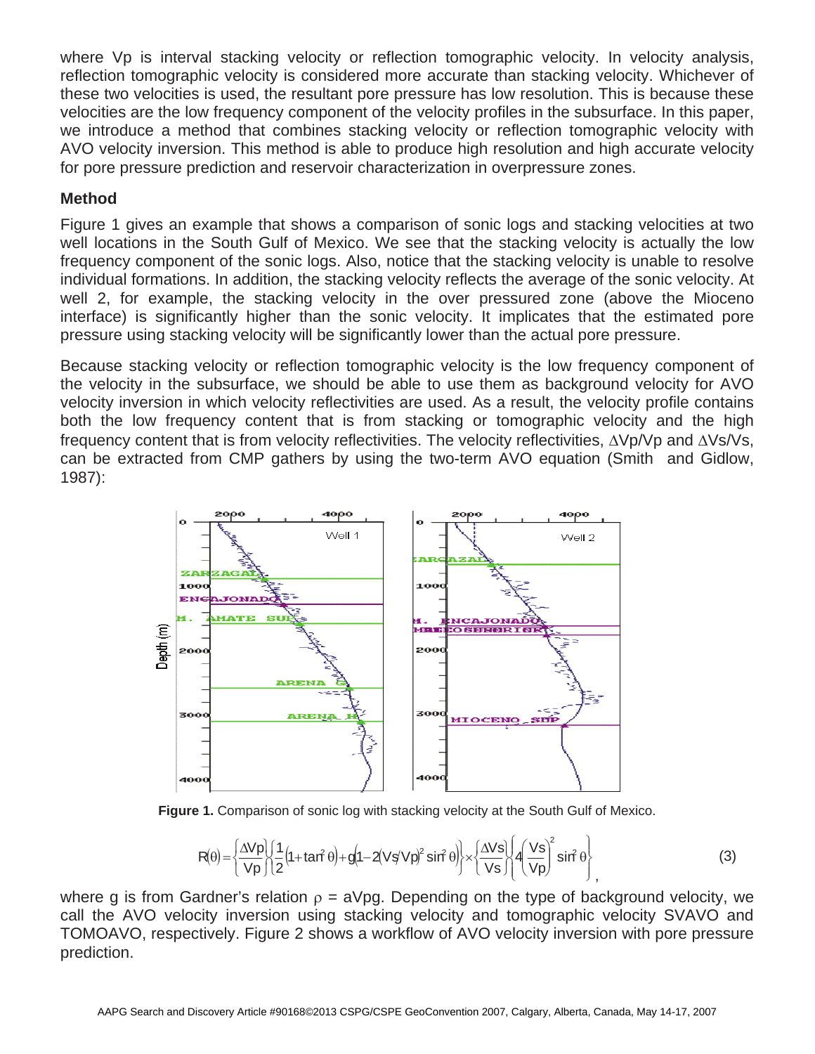where Vp is interval stacking velocity or reflection tomographic velocity. In velocity analysis, reflection tomographic velocity is considered more accurate than stacking velocity. Whichever of these two velocities is used, the resultant pore pressure has low resolution. This is because these velocities are the low frequency component of the velocity profiles in the subsurface. In this paper, we introduce a method that combines stacking velocity or reflection tomographic velocity with AVO velocity inversion. This method is able to produce high resolution and high accurate velocity for pore pressure prediction and reservoir characterization in overpressure zones.

**Method**

Figure 1 gives an example that shows a comparison of sonic logs and stacking velocities at two well locations in the South Gulf of Mexico. We see that the stacking velocity is actually the low frequency component of the sonic logs. Also, notice that the stacking velocity is unable to resolve individual formations. In addition, the stacking velocity reflects the average of the sonic velocity. At well 2, for example, the stacking velocity in the over pressured zone (above the Mioceno interface) is significantly higher than the sonic velocity. It implicates that the estimated pore pressure using stacking velocity will be significantly lower than the actual pore pressure.

Because stacking velocity or reflection tomographic velocity is the low frequency component of the velocity in the subsurface, we should be able to use them as background velocity for AVO velocity inversion in which velocity reflectivities are used. As a result, the velocity profile contains both the low frequency content that is from stacking or tomographic velocity and the high frequency content that is from velocity reflectivities. The velocity reflectivities, $\Delta Vp/Vp$ and $\Delta Vs/Vs$, can be extracted from CMP gathers by using the two-term AVO equation (Smith and Gidlow, 1987):

**Figure 1.** Comparison of sonic log with stacking velocity at the South Gulf of Mexico.

$$R(\theta) = \left\{\frac{\Delta Vp}{Vp}\right\}\left\{\frac{1}{2}\left(1+\tan^2\theta\right)+g\left(1-2\left(Vs/Vp\right)^2\sin^2\theta\right)\right\}\times\left\{\frac{\Delta Vs}{Vs}\right\}\left\{4\left(\frac{Vs}{Vp}\right)^2\sin^2\theta\right\}, \qquad (3)$$

where g is from Gardner's relation $\rho = aVp^g$. Depending on the type of background velocity, we call the AVO velocity inversion using stacking velocity and tomographic velocity SVAVO and TOMOAVO, respectively. Figure 2 shows a workflow of AVO velocity inversion with pore pressure prediction.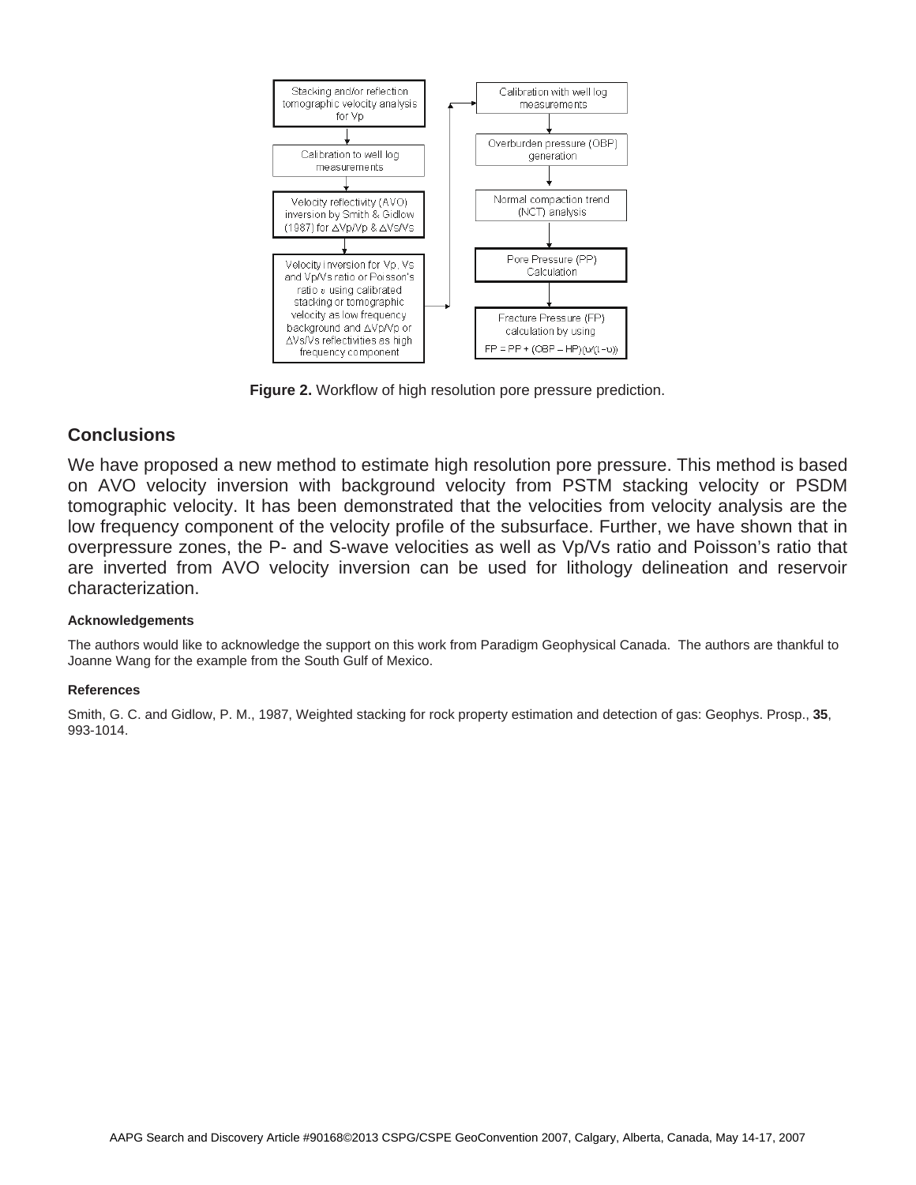Stacking and/or reflection tomographic velocity analysis for Vp

Calibration to well log measurements

Velocity reflectivity (AVO) inversion by Smith & Gidlow (1987) for $\Delta Vp/Vp$ & $\Delta Vs/Vs$

Velocity inversion for Vp, Vs and Vp/Vs ratio or Poisson's ratio $\upsilon$ using calibrated stacking or tomographic velocity as low frequency background and $\Delta Vp/Vp$ or $\Delta Vs/Vs$ reflectivities as high frequency component

Calibration with well log measurements

Overburden pressure (OBP) generation

Normal compaction trend (NCT) analysis

Pore Pressure (PP) Calculation

Fracture Pressure (FP) calculation by using

$FP = PP + (OBP - HP)(\upsilon/(1-\upsilon))$

**Figure 2.** Workflow of high resolution pore pressure prediction.

## Conclusions

We have proposed a new method to estimate high resolution pore pressure. This method is based on AVO velocity inversion with background velocity from PSTM stacking velocity or PSDM tomographic velocity. It has been demonstrated that the velocities from velocity analysis are the low frequency component of the velocity profile of the subsurface. Further, we have shown that in overpressure zones, the P- and S-wave velocities as well as Vp/Vs ratio and Poisson's ratio that are inverted from AVO velocity inversion can be used for lithology delineation and reservoir characterization.

#### Acknowledgements

The authors would like to acknowledge the support on this work from Paradigm Geophysical Canada. The authors are thankful to Joanne Wang for the example from the South Gulf of Mexico.

#### References

Smith, G. C. and Gidlow, P. M., 1987, Weighted stacking for rock property estimation and detection of gas: Geophys. Prosp., **35**, 993-1014.